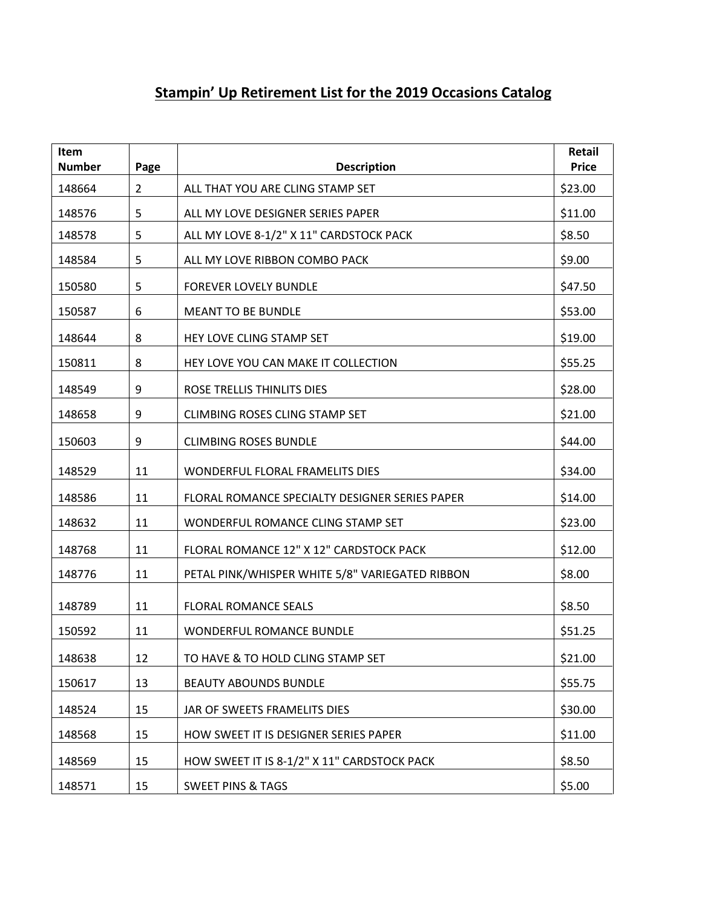# Stampin' Up Retirement List for the 2019 Occasions Catalog

| Item Number | Page | Description | Retail Price |
|---|---|---|---|
| 148664 | 2 | ALL THAT YOU ARE CLING STAMP SET | $23.00 |
| 148576 | 5 | ALL MY LOVE DESIGNER SERIES PAPER | $11.00 |
| 148578 | 5 | ALL MY LOVE 8-1/2" X 11" CARDSTOCK PACK | $8.50 |
| 148584 | 5 | ALL MY LOVE RIBBON COMBO PACK | $9.00 |
| 150580 | 5 | FOREVER LOVELY BUNDLE | $47.50 |
| 150587 | 6 | MEANT TO BE BUNDLE | $53.00 |
| 148644 | 8 | HEY LOVE CLING STAMP SET | $19.00 |
| 150811 | 8 | HEY LOVE YOU CAN MAKE IT COLLECTION | $55.25 |
| 148549 | 9 | ROSE TRELLIS THINLITS DIES | $28.00 |
| 148658 | 9 | CLIMBING ROSES CLING STAMP SET | $21.00 |
| 150603 | 9 | CLIMBING ROSES BUNDLE | $44.00 |
| 148529 | 11 | WONDERFUL FLORAL FRAMELITS DIES | $34.00 |
| 148586 | 11 | FLORAL ROMANCE SPECIALTY DESIGNER SERIES PAPER | $14.00 |
| 148632 | 11 | WONDERFUL ROMANCE CLING STAMP SET | $23.00 |
| 148768 | 11 | FLORAL ROMANCE 12" X 12" CARDSTOCK PACK | $12.00 |
| 148776 | 11 | PETAL PINK/WHISPER WHITE 5/8" VARIEGATED RIBBON | $8.00 |
| 148789 | 11 | FLORAL ROMANCE SEALS | $8.50 |
| 150592 | 11 | WONDERFUL ROMANCE BUNDLE | $51.25 |
| 148638 | 12 | TO HAVE & TO HOLD CLING STAMP SET | $21.00 |
| 150617 | 13 | BEAUTY ABOUNDS BUNDLE | $55.75 |
| 148524 | 15 | JAR OF SWEETS FRAMELITS DIES | $30.00 |
| 148568 | 15 | HOW SWEET IT IS DESIGNER SERIES PAPER | $11.00 |
| 148569 | 15 | HOW SWEET IT IS 8-1/2" X 11" CARDSTOCK PACK | $8.50 |
| 148571 | 15 | SWEET PINS & TAGS | $5.00 |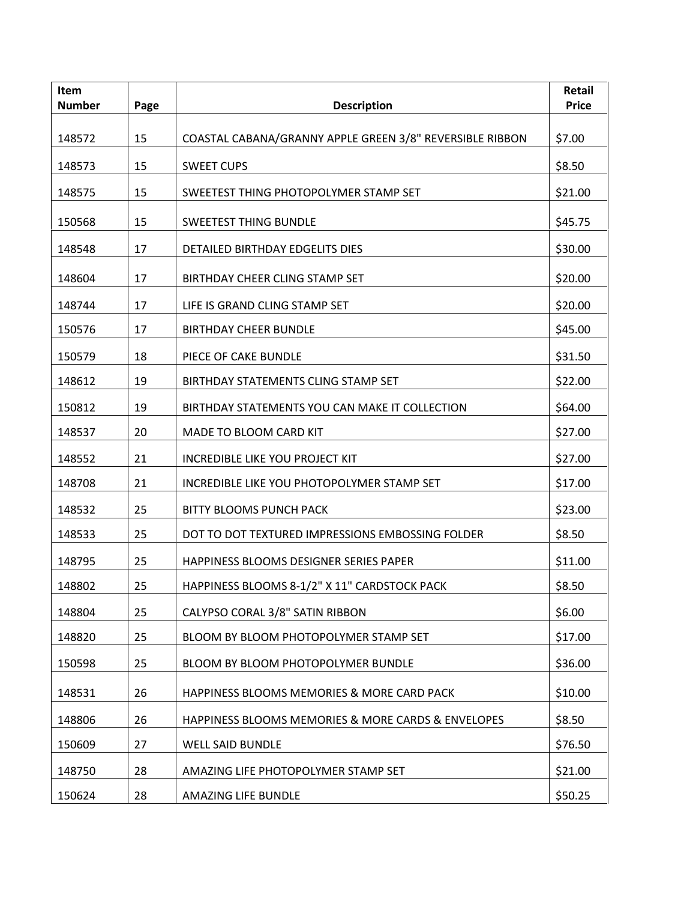| Item Number | Page | Description | Retail Price |
|---|---|---|---|
| 148572 | 15 | COASTAL CABANA/GRANNY APPLE GREEN 3/8" REVERSIBLE RIBBON | $7.00 |
| 148573 | 15 | SWEET CUPS | $8.50 |
| 148575 | 15 | SWEETEST THING PHOTOPOLYMER STAMP SET | $21.00 |
| 150568 | 15 | SWEETEST THING BUNDLE | $45.75 |
| 148548 | 17 | DETAILED BIRTHDAY EDGELITS DIES | $30.00 |
| 148604 | 17 | BIRTHDAY CHEER CLING STAMP SET | $20.00 |
| 148744 | 17 | LIFE IS GRAND CLING STAMP SET | $20.00 |
| 150576 | 17 | BIRTHDAY CHEER BUNDLE | $45.00 |
| 150579 | 18 | PIECE OF CAKE BUNDLE | $31.50 |
| 148612 | 19 | BIRTHDAY STATEMENTS CLING STAMP SET | $22.00 |
| 150812 | 19 | BIRTHDAY STATEMENTS YOU CAN MAKE IT COLLECTION | $64.00 |
| 148537 | 20 | MADE TO BLOOM CARD KIT | $27.00 |
| 148552 | 21 | INCREDIBLE LIKE YOU PROJECT KIT | $27.00 |
| 148708 | 21 | INCREDIBLE LIKE YOU PHOTOPOLYMER STAMP SET | $17.00 |
| 148532 | 25 | BITTY BLOOMS PUNCH PACK | $23.00 |
| 148533 | 25 | DOT TO DOT TEXTURED IMPRESSIONS EMBOSSING FOLDER | $8.50 |
| 148795 | 25 | HAPPINESS BLOOMS DESIGNER SERIES PAPER | $11.00 |
| 148802 | 25 | HAPPINESS BLOOMS 8-1/2" X 11" CARDSTOCK PACK | $8.50 |
| 148804 | 25 | CALYPSO CORAL 3/8" SATIN RIBBON | $6.00 |
| 148820 | 25 | BLOOM BY BLOOM PHOTOPOLYMER STAMP SET | $17.00 |
| 150598 | 25 | BLOOM BY BLOOM PHOTOPOLYMER BUNDLE | $36.00 |
| 148531 | 26 | HAPPINESS BLOOMS MEMORIES & MORE CARD PACK | $10.00 |
| 148806 | 26 | HAPPINESS BLOOMS MEMORIES & MORE CARDS & ENVELOPES | $8.50 |
| 150609 | 27 | WELL SAID BUNDLE | $76.50 |
| 148750 | 28 | AMAZING LIFE PHOTOPOLYMER STAMP SET | $21.00 |
| 150624 | 28 | AMAZING LIFE BUNDLE | $50.25 |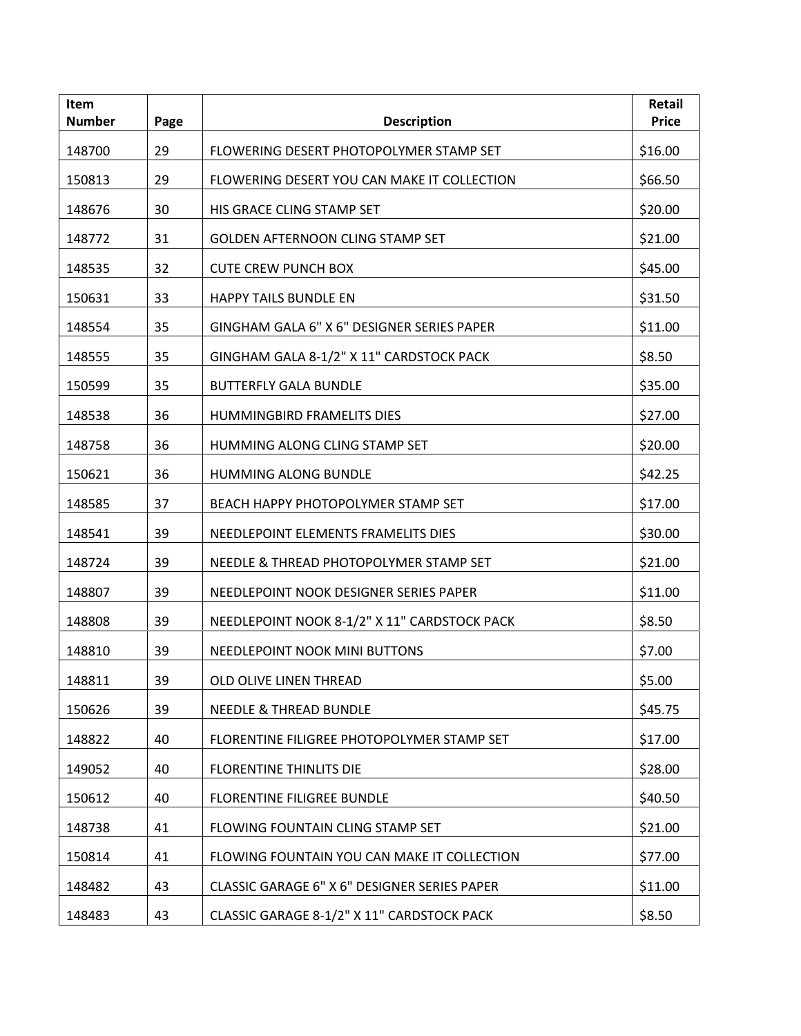| Item Number | Page | Description | Retail Price |
| --- | --- | --- | --- |
| 148700 | 29 | FLOWERING DESERT PHOTOPOLYMER STAMP SET | $16.00 |
| 150813 | 29 | FLOWERING DESERT YOU CAN MAKE IT COLLECTION | $66.50 |
| 148676 | 30 | HIS GRACE CLING STAMP SET | $20.00 |
| 148772 | 31 | GOLDEN AFTERNOON CLING STAMP SET | $21.00 |
| 148535 | 32 | CUTE CREW PUNCH BOX | $45.00 |
| 150631 | 33 | HAPPY TAILS BUNDLE EN | $31.50 |
| 148554 | 35 | GINGHAM GALA 6" X 6" DESIGNER SERIES PAPER | $11.00 |
| 148555 | 35 | GINGHAM GALA 8-1/2" X 11" CARDSTOCK PACK | $8.50 |
| 150599 | 35 | BUTTERFLY GALA BUNDLE | $35.00 |
| 148538 | 36 | HUMMINGBIRD FRAMELITS DIES | $27.00 |
| 148758 | 36 | HUMMING ALONG CLING STAMP SET | $20.00 |
| 150621 | 36 | HUMMING ALONG BUNDLE | $42.25 |
| 148585 | 37 | BEACH HAPPY PHOTOPOLYMER STAMP SET | $17.00 |
| 148541 | 39 | NEEDLEPOINT ELEMENTS FRAMELITS DIES | $30.00 |
| 148724 | 39 | NEEDLE & THREAD PHOTOPOLYMER STAMP SET | $21.00 |
| 148807 | 39 | NEEDLEPOINT NOOK DESIGNER SERIES PAPER | $11.00 |
| 148808 | 39 | NEEDLEPOINT NOOK 8-1/2" X 11" CARDSTOCK PACK | $8.50 |
| 148810 | 39 | NEEDLEPOINT NOOK MINI BUTTONS | $7.00 |
| 148811 | 39 | OLD OLIVE LINEN THREAD | $5.00 |
| 150626 | 39 | NEEDLE & THREAD BUNDLE | $45.75 |
| 148822 | 40 | FLORENTINE FILIGREE PHOTOPOLYMER STAMP SET | $17.00 |
| 149052 | 40 | FLORENTINE THINLITS DIE | $28.00 |
| 150612 | 40 | FLORENTINE FILIGREE BUNDLE | $40.50 |
| 148738 | 41 | FLOWING FOUNTAIN CLING STAMP SET | $21.00 |
| 150814 | 41 | FLOWING FOUNTAIN YOU CAN MAKE IT COLLECTION | $77.00 |
| 148482 | 43 | CLASSIC GARAGE 6" X 6" DESIGNER SERIES PAPER | $11.00 |
| 148483 | 43 | CLASSIC GARAGE 8-1/2" X 11" CARDSTOCK PACK | $8.50 |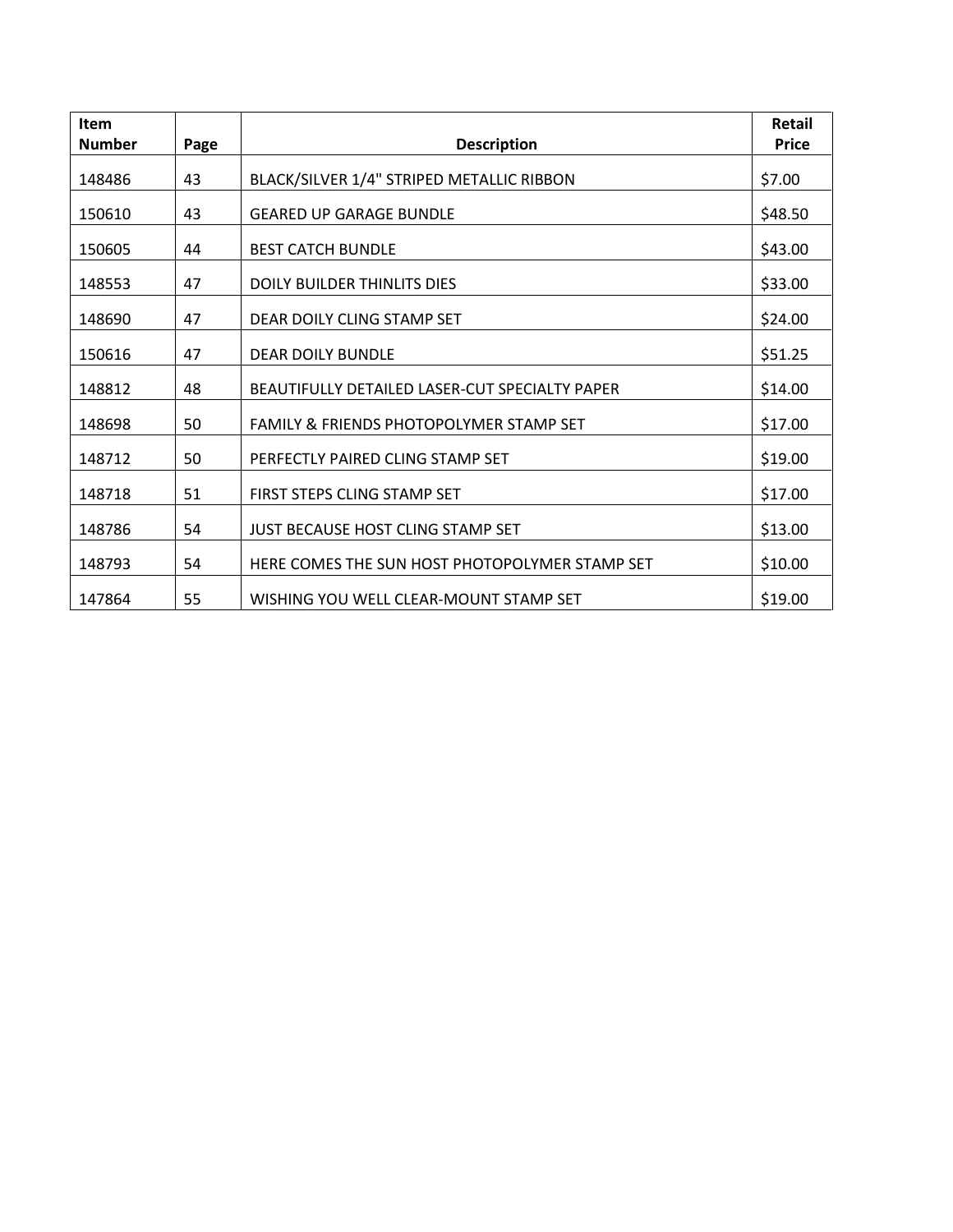| Item Number | Page | Description | Retail Price |
| --- | --- | --- | --- |
| 148486 | 43 | BLACK/SILVER 1/4" STRIPED METALLIC RIBBON | $7.00 |
| 150610 | 43 | GEARED UP GARAGE BUNDLE | $48.50 |
| 150605 | 44 | BEST CATCH BUNDLE | $43.00 |
| 148553 | 47 | DOILY BUILDER THINLITS DIES | $33.00 |
| 148690 | 47 | DEAR DOILY CLING STAMP SET | $24.00 |
| 150616 | 47 | DEAR DOILY BUNDLE | $51.25 |
| 148812 | 48 | BEAUTIFULLY DETAILED LASER-CUT SPECIALTY PAPER | $14.00 |
| 148698 | 50 | FAMILY & FRIENDS PHOTOPOLYMER STAMP SET | $17.00 |
| 148712 | 50 | PERFECTLY PAIRED CLING STAMP SET | $19.00 |
| 148718 | 51 | FIRST STEPS CLING STAMP SET | $17.00 |
| 148786 | 54 | JUST BECAUSE HOST CLING STAMP SET | $13.00 |
| 148793 | 54 | HERE COMES THE SUN HOST PHOTOPOLYMER STAMP SET | $10.00 |
| 147864 | 55 | WISHING YOU WELL CLEAR-MOUNT STAMP SET | $19.00 |